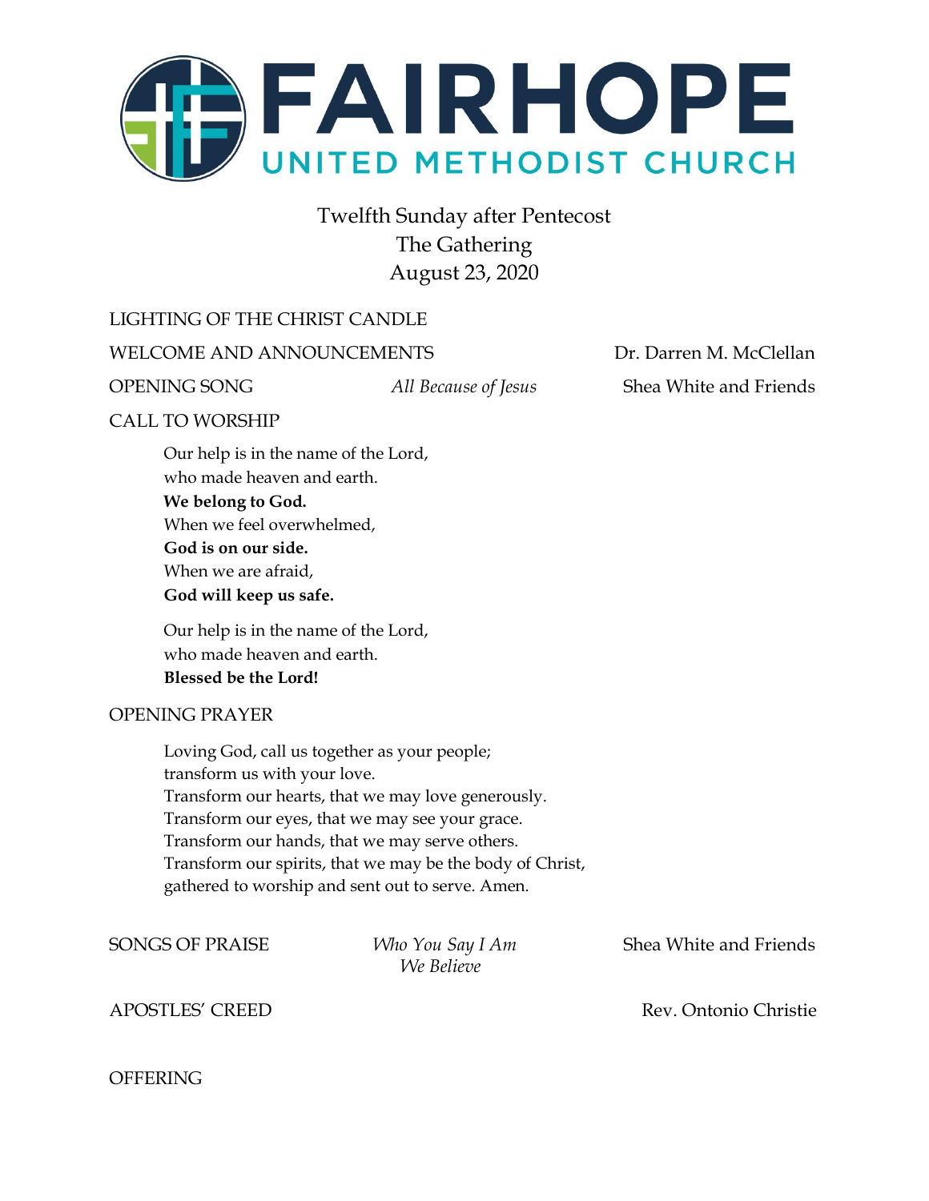# FAIRHOPE
## UNITED METHODIST CHURCH

Twelfth Sunday after Pentecost
The Gathering
August 23, 2020

LIGHTING OF THE CHRIST CANDLE

WELCOME AND ANNOUNCEMENTS — Dr. Darren M. McClellan

OPENING SONG — *All Because of Jesus* — Shea White and Friends

CALL TO WORSHIP

Our help is in the name of the Lord,
who made heaven and earth.
**We belong to God.**
When we feel overwhelmed,
**God is on our side.**
When we are afraid,
**God will keep us safe.**

Our help is in the name of the Lord,
who made heaven and earth.
**Blessed be the Lord!**

OPENING PRAYER

Loving God, call us together as your people;
transform us with your love.
Transform our hearts, that we may love generously.
Transform our eyes, that we may see your grace.
Transform our hands, that we may serve others.
Transform our spirits, that we may be the body of Christ,
gathered to worship and sent out to serve. Amen.

SONGS OF PRAISE — *Who You Say I Am* / *We Believe* — Shea White and Friends

APOSTLES' CREED — Rev. Ontonio Christie

OFFERING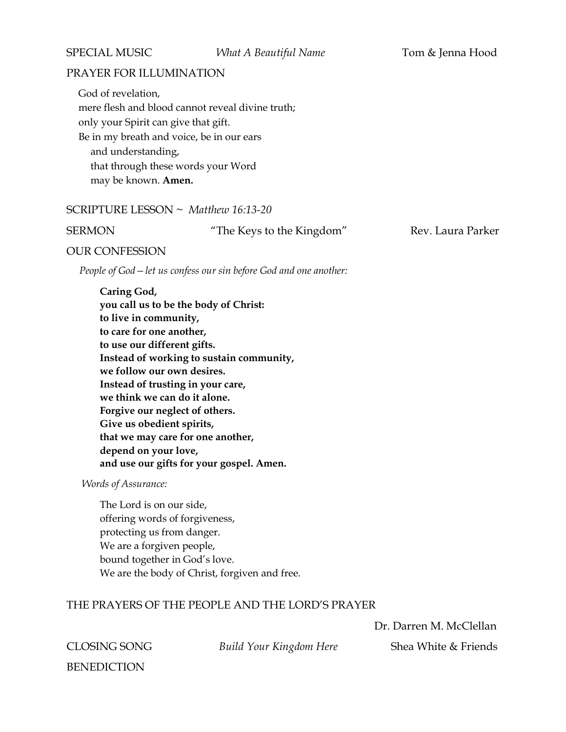SPECIAL MUSIC *What A Beautiful Name* Tom & Jenna Hood

PRAYER FOR ILLUMINATION

God of revelation,
mere flesh and blood cannot reveal divine truth;
only your Spirit can give that gift.
Be in my breath and voice, be in our ears
and understanding,
that through these words your Word
may be known. **Amen.**

SCRIPTURE LESSON ~ *Matthew 16:13-20*

SERMON "The Keys to the Kingdom" Rev. Laura Parker

OUR CONFESSION

*People of God—let us confess our sin before God and one another:*

**Caring God,**
**you call us to be the body of Christ:**
**to live in community,**
**to care for one another,**
**to use our different gifts.**
**Instead of working to sustain community,**
**we follow our own desires.**
**Instead of trusting in your care,**
**we think we can do it alone.**
**Forgive our neglect of others.**
**Give us obedient spirits,**
**that we may care for one another,**
**depend on your love,**
**and use our gifts for your gospel. Amen.**

*Words of Assurance:*

The Lord is on our side,
offering words of forgiveness,
protecting us from danger.
We are a forgiven people,
bound together in God's love.
We are the body of Christ, forgiven and free.

THE PRAYERS OF THE PEOPLE AND THE LORD'S PRAYER

Dr. Darren M. McClellan

CLOSING SONG *Build Your Kingdom Here* Shea White & Friends

BENEDICTION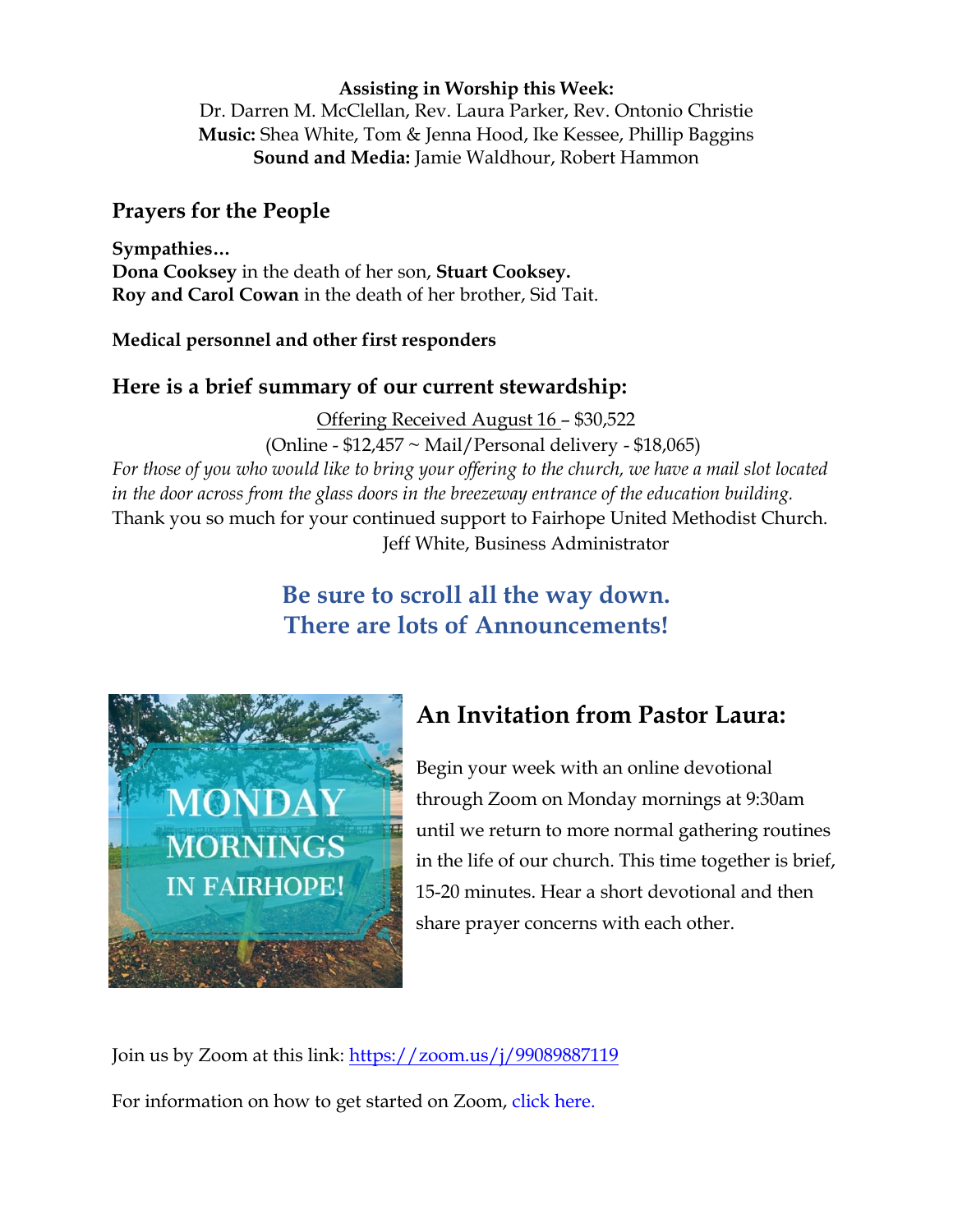**Assisting in Worship this Week:**
Dr. Darren M. McClellan, Rev. Laura Parker, Rev. Ontonio Christie
**Music:** Shea White, Tom & Jenna Hood, Ike Kessee, Phillip Baggins
**Sound and Media:** Jamie Waldhour, Robert Hammon

## Prayers for the People

**Sympathies…**
**Dona Cooksey** in the death of her son, **Stuart Cooksey.**
**Roy and Carol Cowan** in the death of her brother, Sid Tait.

**Medical personnel and other first responders**

## Here is a brief summary of our current stewardship:

Offering Received August 16 – $30,522
(Online - $12,457 ~ Mail/Personal delivery - $18,065)

*For those of you who would like to bring your offering to the church, we have a mail slot located in the door across from the glass doors in the breezeway entrance of the education building.*

Thank you so much for your continued support to Fairhope United Methodist Church.
Jeff White, Business Administrator

**Be sure to scroll all the way down.**
**There are lots of Announcements!**

MONDAY MORNINGS IN FAIRHOPE!

## An Invitation from Pastor Laura:

Begin your week with an online devotional through Zoom on Monday mornings at 9:30am until we return to more normal gathering routines in the life of our church. This time together is brief, 15-20 minutes. Hear a short devotional and then share prayer concerns with each other.

Join us by Zoom at this link: https://zoom.us/j/99089887119

For information on how to get started on Zoom, click here.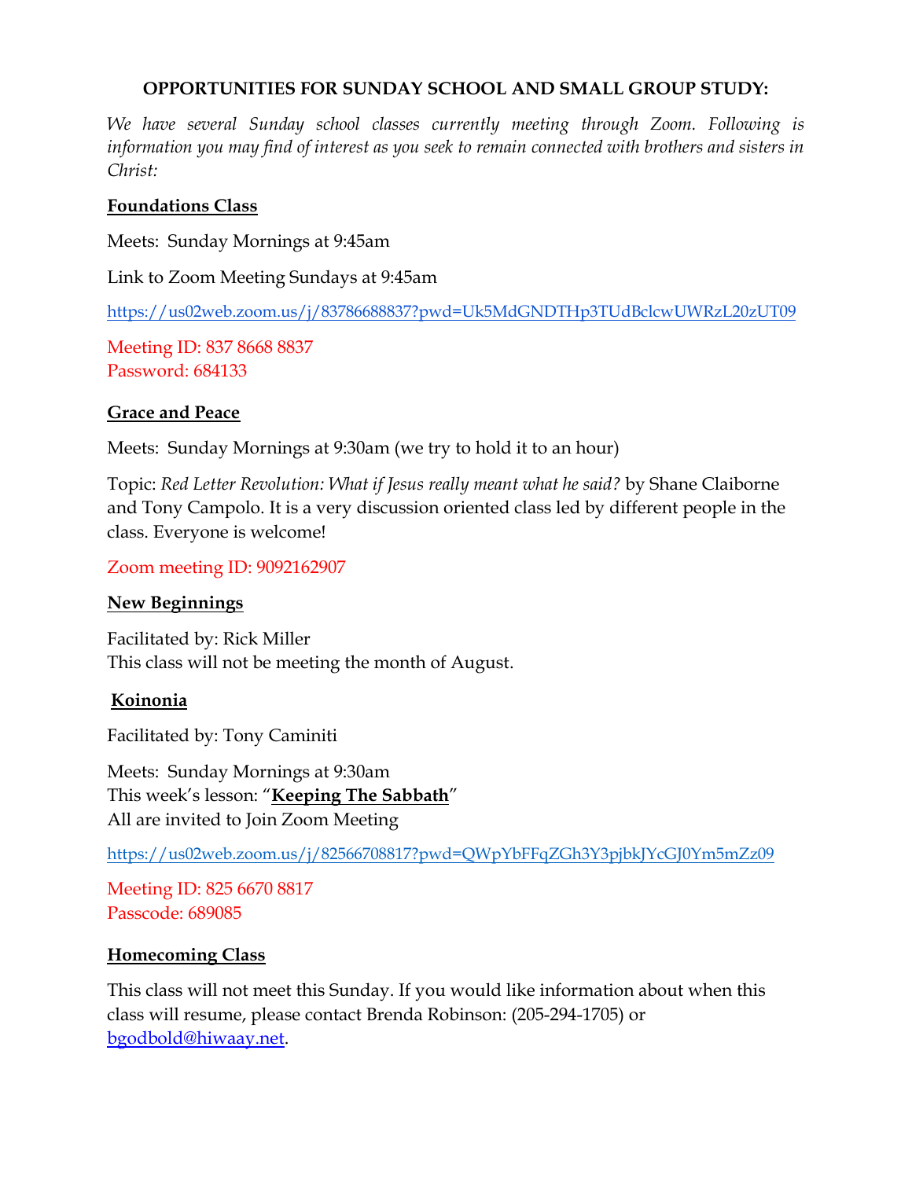**OPPORTUNITIES FOR SUNDAY SCHOOL AND SMALL GROUP STUDY:**

*We have several Sunday school classes currently meeting through Zoom. Following is information you may find of interest as you seek to remain connected with brothers and sisters in Christ:*

**Foundations Class**

Meets: Sunday Mornings at 9:45am

Link to Zoom Meeting Sundays at 9:45am

https://us02web.zoom.us/j/83786688837?pwd=Uk5MdGNDTHp3TUdBclcwUWRzL20zUT09

Meeting ID: 837 8668 8837
Password: 684133

**Grace and Peace**

Meets: Sunday Mornings at 9:30am (we try to hold it to an hour)

Topic: *Red Letter Revolution: What if Jesus really meant what he said?* by Shane Claiborne and Tony Campolo. It is a very discussion oriented class led by different people in the class. Everyone is welcome!

Zoom meeting ID: 9092162907

**New Beginnings**

Facilitated by: Rick Miller
This class will not be meeting the month of August.

**Koinonia**

Facilitated by: Tony Caminiti

Meets: Sunday Mornings at 9:30am
This week's lesson: "**Keeping The Sabbath**"
All are invited to Join Zoom Meeting

https://us02web.zoom.us/j/82566708817?pwd=QWpYbFFqZGh3Y3pjbkJYcGJ0Ym5mZz09

Meeting ID: 825 6670 8817
Passcode: 689085

**Homecoming Class**

This class will not meet this Sunday. If you would like information about when this class will resume, please contact Brenda Robinson: (205-294-1705) or bgodbold@hiwaay.net.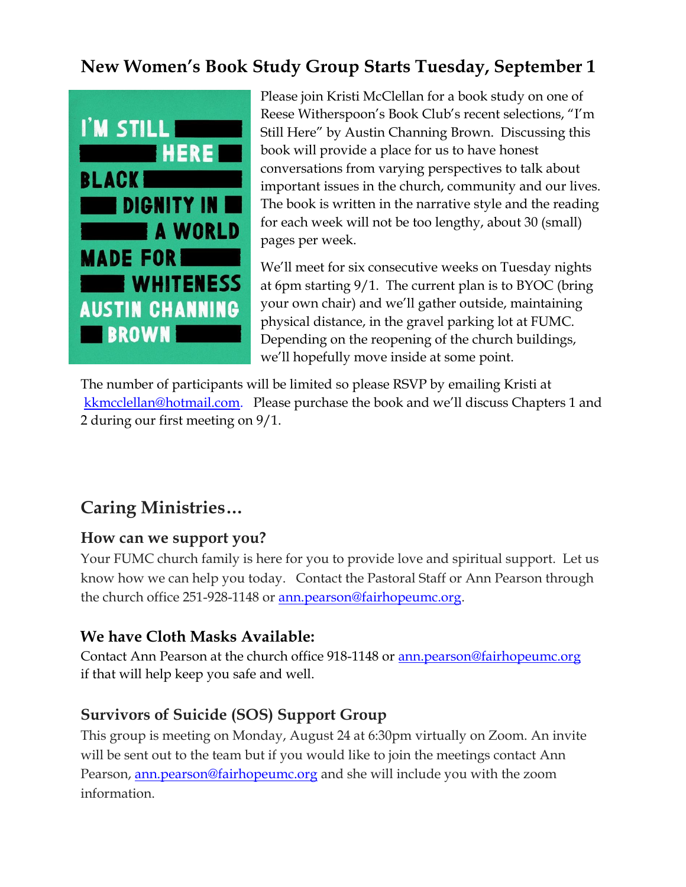## New Women's Book Study Group Starts Tuesday, September 1

Please join Kristi McClellan for a book study on one of Reese Witherspoon's Book Club's recent selections, "I'm Still Here" by Austin Channing Brown. Discussing this book will provide a place for us to have honest conversations from varying perspectives to talk about important issues in the church, community and our lives. The book is written in the narrative style and the reading for each week will not be too lengthy, about 30 (small) pages per week.

We'll meet for six consecutive weeks on Tuesday nights at 6pm starting 9/1. The current plan is to BYOC (bring your own chair) and we'll gather outside, maintaining physical distance, in the gravel parking lot at FUMC. Depending on the reopening of the church buildings, we'll hopefully move inside at some point.

The number of participants will be limited so please RSVP by emailing Kristi at kkmcclellan@hotmail.com. Please purchase the book and we'll discuss Chapters 1 and 2 during our first meeting on 9/1.

## Caring Ministries…

### How can we support you?

Your FUMC church family is here for you to provide love and spiritual support. Let us know how we can help you today. Contact the Pastoral Staff or Ann Pearson through the church office 251-928-1148 or ann.pearson@fairhopeumc.org.

### We have Cloth Masks Available:

Contact Ann Pearson at the church office 918-1148 or ann.pearson@fairhopeumc.org if that will help keep you safe and well.

### Survivors of Suicide (SOS) Support Group

This group is meeting on Monday, August 24 at 6:30pm virtually on Zoom. An invite will be sent out to the team but if you would like to join the meetings contact Ann Pearson, ann.pearson@fairhopeumc.org and she will include you with the zoom information.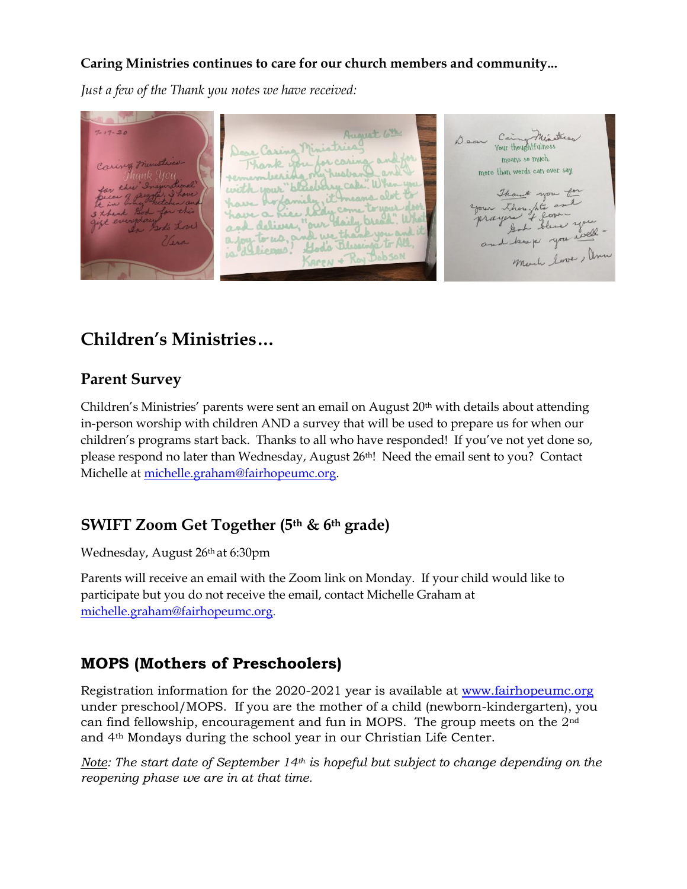**Caring Ministries continues to care for our church members and community...**

*Just a few of the Thank you notes we have received:*

# Children's Ministries…

## Parent Survey

Children's Ministries' parents were sent an email on August 20th with details about attending in-person worship with children AND a survey that will be used to prepare us for when our children's programs start back. Thanks to all who have responded! If you've not yet done so, please respond no later than Wednesday, August 26th! Need the email sent to you? Contact Michelle at michelle.graham@fairhopeumc.org.

## SWIFT Zoom Get Together (5th & 6th grade)

Wednesday, August 26th at 6:30pm

Parents will receive an email with the Zoom link on Monday. If your child would like to participate but you do not receive the email, contact Michelle Graham at michelle.graham@fairhopeumc.org.

## MOPS (Mothers of Preschoolers)

Registration information for the 2020-2021 year is available at www.fairhopeumc.org under preschool/MOPS. If you are the mother of a child (newborn-kindergarten), you can find fellowship, encouragement and fun in MOPS. The group meets on the 2nd and 4th Mondays during the school year in our Christian Life Center.

*Note: The start date of September 14th is hopeful but subject to change depending on the reopening phase we are in at that time.*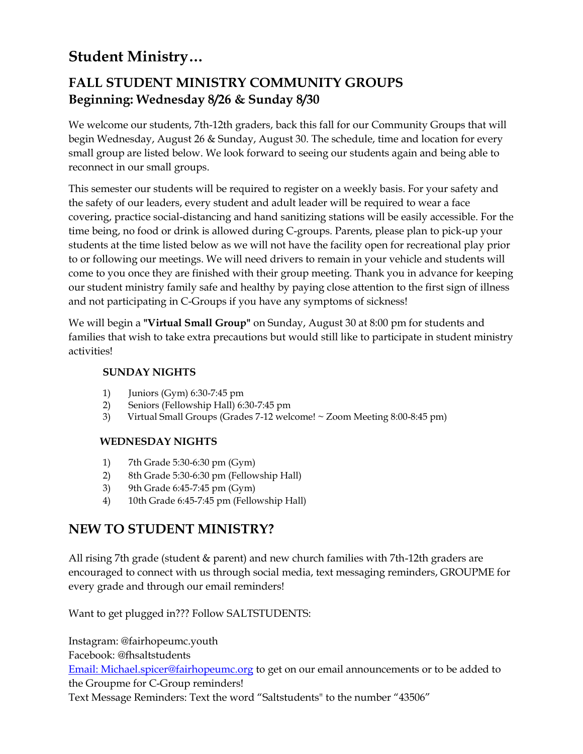# Student Ministry…

## FALL STUDENT MINISTRY COMMUNITY GROUPS
## Beginning: Wednesday 8/26 & Sunday 8/30

We welcome our students, 7th-12th graders, back this fall for our Community Groups that will begin Wednesday, August 26 & Sunday, August 30. The schedule, time and location for every small group are listed below. We look forward to seeing our students again and being able to reconnect in our small groups.

This semester our students will be required to register on a weekly basis. For your safety and the safety of our leaders, every student and adult leader will be required to wear a face covering, practice social-distancing and hand sanitizing stations will be easily accessible. For the time being, no food or drink is allowed during C-groups. Parents, please plan to pick-up your students at the time listed below as we will not have the facility open for recreational play prior to or following our meetings. We will need drivers to remain in your vehicle and students will come to you once they are finished with their group meeting. Thank you in advance for keeping our student ministry family safe and healthy by paying close attention to the first sign of illness and not participating in C-Groups if you have any symptoms of sickness!

We will begin a **"Virtual Small Group"** on Sunday, August 30 at 8:00 pm for students and families that wish to take extra precautions but would still like to participate in student ministry activities!

**SUNDAY NIGHTS**

1) Juniors (Gym) 6:30-7:45 pm
2) Seniors (Fellowship Hall) 6:30-7:45 pm
3) Virtual Small Groups (Grades 7-12 welcome! ~ Zoom Meeting 8:00-8:45 pm)

**WEDNESDAY NIGHTS**

1) 7th Grade 5:30-6:30 pm (Gym)
2) 8th Grade 5:30-6:30 pm (Fellowship Hall)
3) 9th Grade 6:45-7:45 pm (Gym)
4) 10th Grade 6:45-7:45 pm (Fellowship Hall)

## NEW TO STUDENT MINISTRY?

All rising 7th grade (student & parent) and new church families with 7th-12th graders are encouraged to connect with us through social media, text messaging reminders, GROUPME for every grade and through our email reminders!

Want to get plugged in??? Follow SALTSTUDENTS:

Instagram: @fairhopeumc.youth
Facebook: @fhsaltstudents
Email: Michael.spicer@fairhopeumc.org to get on our email announcements or to be added to the Groupme for C-Group reminders!
Text Message Reminders: Text the word "Saltstudents" to the number "43506"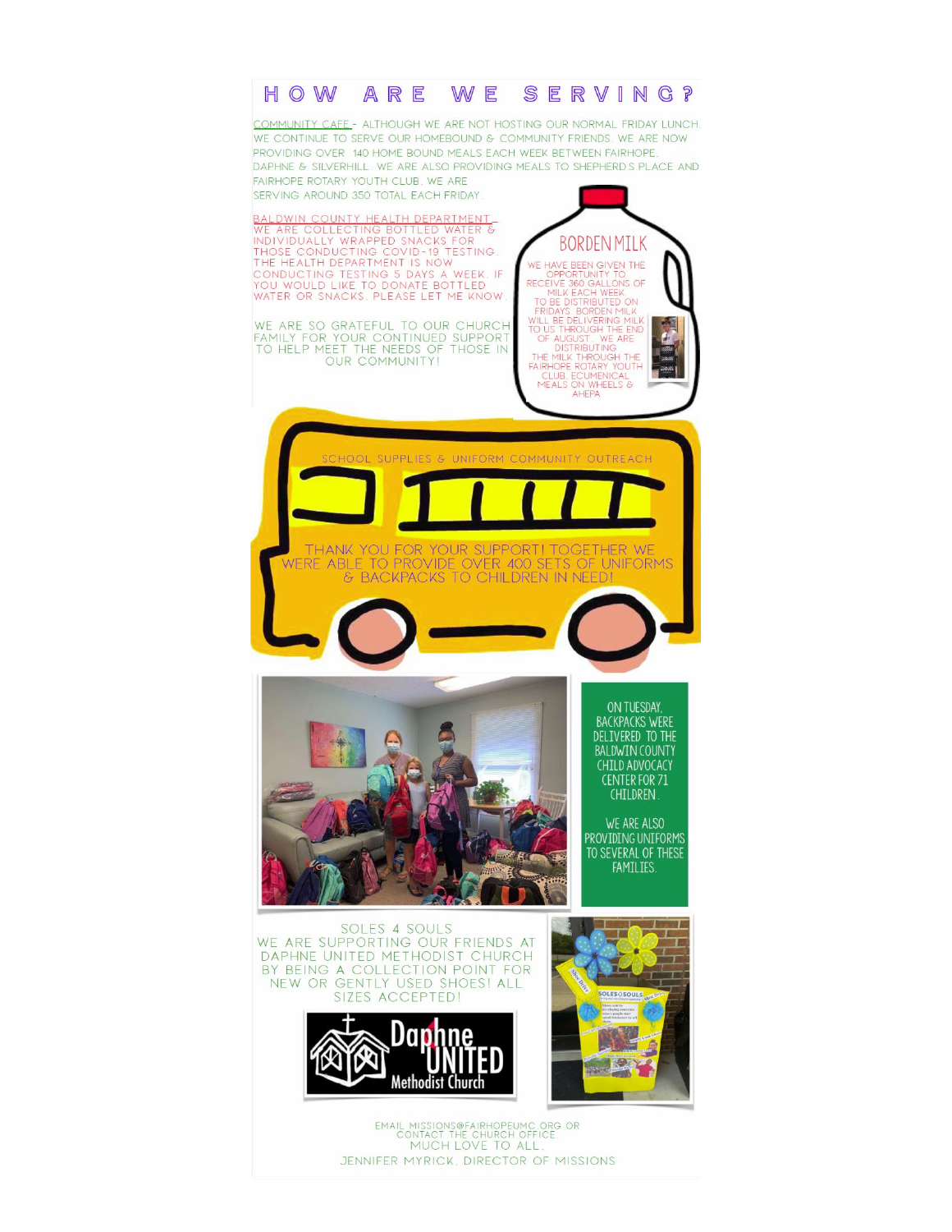# HOW ARE WE SERVING?

COMMUNITY CAFE - ALTHOUGH WE ARE NOT HOSTING OUR NORMAL FRIDAY LUNCH, WE CONTINUE TO SERVE OUR HOMEBOUND & COMMUNITY FRIENDS. WE ARE NOW PROVIDING OVER 140 HOME BOUND MEALS EACH WEEK BETWEEN FAIRHOPE, DAPHNE & SILVERHILL. WE ARE ALSO PROVIDING MEALS TO SHEPHERD'S PLACE AND FAIRHOPE ROTARY YOUTH CLUB. WE ARE SERVING AROUND 350 TOTAL EACH FRIDAY.

BALDWIN COUNTY HEALTH DEPARTMENT - WE ARE COLLECTING BOTTLED WATER & INDIVIDUALLY WRAPPED SNACKS FOR THOSE CONDUCTING COVID-19 TESTING. THE HEALTH DEPARTMENT IS NOW CONDUCTING TESTING 5 DAYS A WEEK. IF YOU WOULD LIKE TO DONATE BOTTLED WATER OR SNACKS, PLEASE LET ME KNOW.

WE ARE SO GRATEFUL TO OUR CHURCH FAMILY FOR YOUR CONTINUED SUPPORT TO HELP MEET THE NEEDS OF THOSE IN OUR COMMUNITY!

## BORDEN MILK

WE HAVE BEEN GIVEN THE OPPORTUNITY TO RECEIVE 360 GALLONS OF MILK EACH WEEK TO BE DISTRIBUTED ON FRIDAYS. BORDEN MILK WILL BE DELIVERING MILK TO US THROUGH THE END OF AUGUST. WE ARE DISTRIBUTING THE MILK THROUGH THE FAIRHOPE ROTARY YOUTH CLUB, ECUMENICAL MEALS ON WHEELS & AHEPA

## SCHOOL SUPPLIES & UNIFORM COMMUNITY OUTREACH

THANK YOU FOR YOUR SUPPORT! TOGETHER WE WERE ABLE TO PROVIDE OVER 400 SETS OF UNIFORMS & BACKPACKS TO CHILDREN IN NEED!

ON TUESDAY, BACKPACKS WERE DELIVERED TO THE BALDWIN COUNTY CHILD ADVOCACY CENTER FOR 71 CHILDREN.

WE ARE ALSO PROVIDING UNIFORMS TO SEVERAL OF THESE FAMILIES.

## SOLES 4 SOULS

WE ARE SUPPORTING OUR FRIENDS AT DAPHNE UNITED METHODIST CHURCH BY BEING A COLLECTION POINT FOR NEW OR GENTLY USED SHOES! ALL SIZES ACCEPTED!

Daphne UNITED Methodist Church

EMAIL MISSIONS@FAIRHOPEUMC.ORG OR CONTACT THE CHURCH OFFICE.

MUCH LOVE TO ALL,

JENNIFER MYRICK, DIRECTOR OF MISSIONS